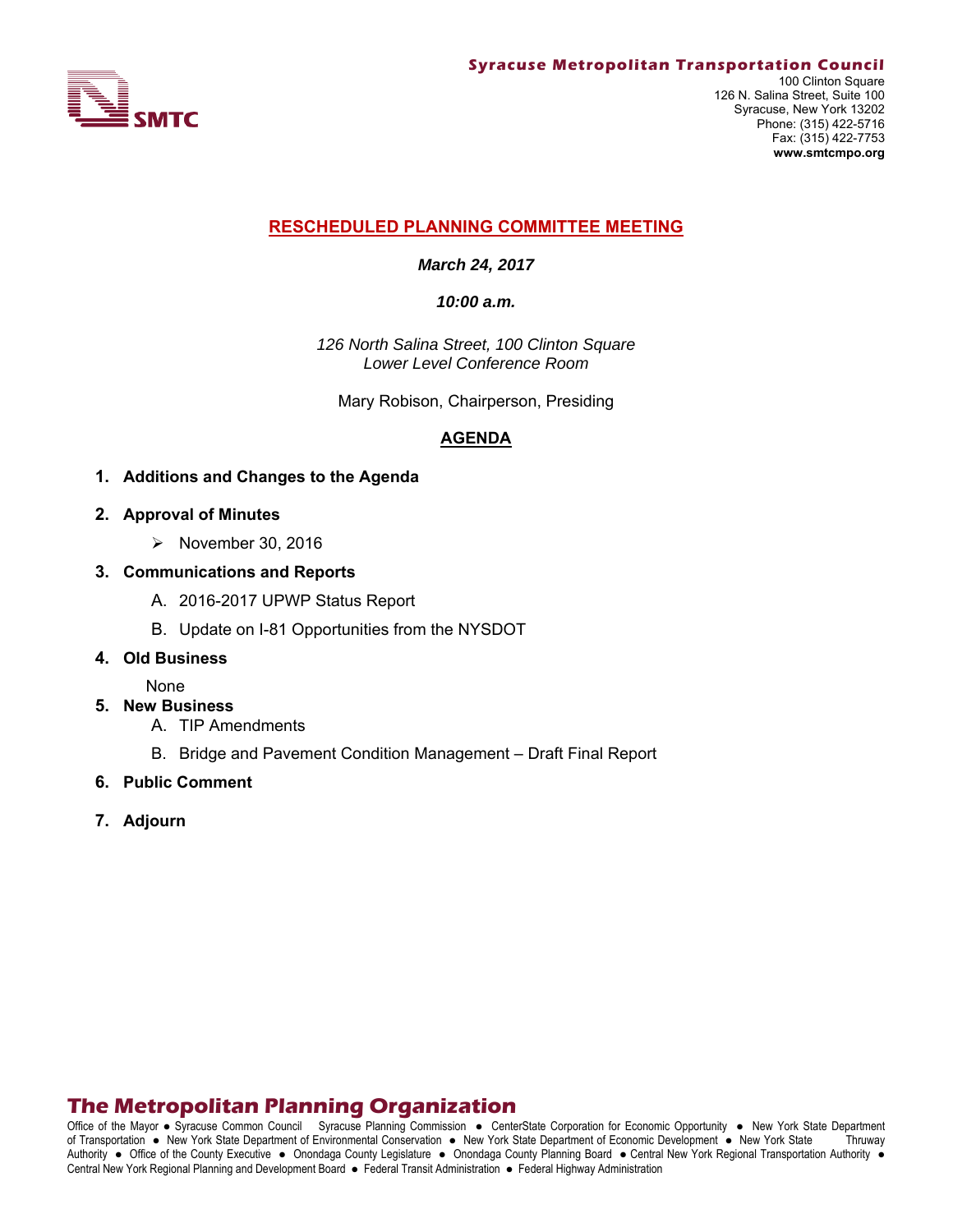**Syracuse Metropolitan Transportation Council**
100 Clinton Square
126 N. Salina Street, Suite 100
Syracuse, New York 13202
Phone: (315) 422-5716
Fax: (315) 422-7753
**www.smtcmpo.org**

SMTC

# RESCHEDULED PLANNING COMMITTEE MEETING

***March 24, 2017***

***10:00 a.m.***

*126 North Salina Street, 100 Clinton Square*
*Lower Level Conference Room*

Mary Robison, Chairperson, Presiding

## AGENDA

1. **Additions and Changes to the Agenda**
2. **Approval of Minutes**
   - November 30, 2016
3. **Communications and Reports**
   - A. 2016-2017 UPWP Status Report
   - B. Update on I-81 Opportunities from the NYSDOT
4. **Old Business**

   None
5. **New Business**
   - A. TIP Amendments
   - B. Bridge and Pavement Condition Management – Draft Final Report
6. **Public Comment**
7. **Adjourn**

## The Metropolitan Planning Organization

Office of the Mayor ● Syracuse Common Council Syracuse Planning Commission ● CenterState Corporation for Economic Opportunity ● New York State Department of Transportation ● New York State Department of Environmental Conservation ● New York State Department of Economic Development ● New York State Thruway Authority ● Office of the County Executive ● Onondaga County Legislature ● Onondaga County Planning Board ● Central New York Regional Transportation Authority ● Central New York Regional Planning and Development Board ● Federal Transit Administration ● Federal Highway Administration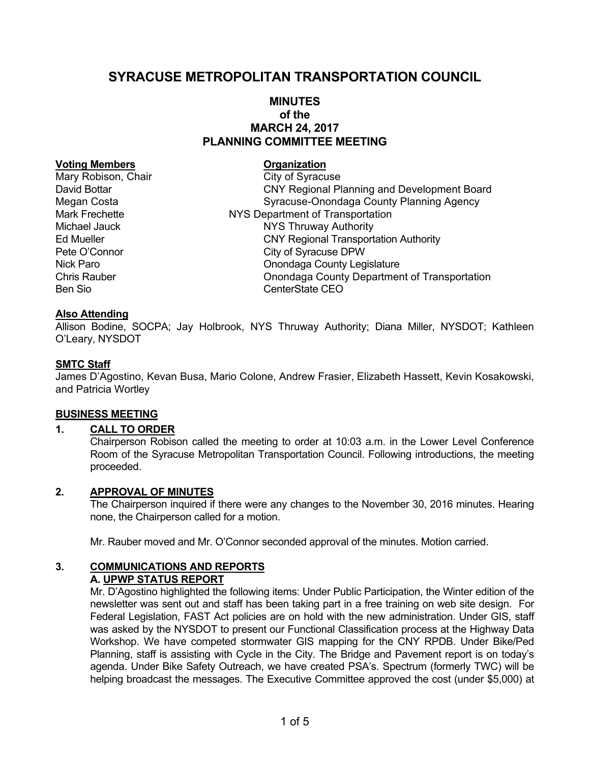# SYRACUSE METROPOLITAN TRANSPORTATION COUNCIL

## MINUTES
## of the
## MARCH 24, 2017
## PLANNING COMMITTEE MEETING

| **Voting Members** | **Organization** |
|---|---|
| Mary Robison, Chair | City of Syracuse |
| David Bottar | CNY Regional Planning and Development Board |
| Megan Costa | Syracuse-Onondaga County Planning Agency |
| Mark Frechette | NYS Department of Transportation |
| Michael Jauck | NYS Thruway Authority |
| Ed Mueller | CNY Regional Transportation Authority |
| Pete O'Connor | City of Syracuse DPW |
| Nick Paro | Onondaga County Legislature |
| Chris Rauber | Onondaga County Department of Transportation |
| Ben Sio | CenterState CEO |

**Also Attending**

Allison Bodine, SOCPA; Jay Holbrook, NYS Thruway Authority; Diana Miller, NYSDOT; Kathleen O'Leary, NYSDOT

**SMTC Staff**

James D'Agostino, Kevan Busa, Mario Colone, Andrew Frasier, Elizabeth Hassett, Kevin Kosakowski, and Patricia Wortley

**BUSINESS MEETING**

**1. CALL TO ORDER**

Chairperson Robison called the meeting to order at 10:03 a.m. in the Lower Level Conference Room of the Syracuse Metropolitan Transportation Council. Following introductions, the meeting proceeded.

**2. APPROVAL OF MINUTES**

The Chairperson inquired if there were any changes to the November 30, 2016 minutes. Hearing none, the Chairperson called for a motion.

Mr. Rauber moved and Mr. O'Connor seconded approval of the minutes. Motion carried.

**3. COMMUNICATIONS AND REPORTS**

**A. UPWP STATUS REPORT**

Mr. D'Agostino highlighted the following items: Under Public Participation, the Winter edition of the newsletter was sent out and staff has been taking part in a free training on web site design. For Federal Legislation, FAST Act policies are on hold with the new administration. Under GIS, staff was asked by the NYSDOT to present our Functional Classification process at the Highway Data Workshop. We have competed stormwater GIS mapping for the CNY RPDB. Under Bike/Ped Planning, staff is assisting with Cycle in the City. The Bridge and Pavement report is on today's agenda. Under Bike Safety Outreach, we have created PSA's. Spectrum (formerly TWC) will be helping broadcast the messages. The Executive Committee approved the cost (under $5,000) at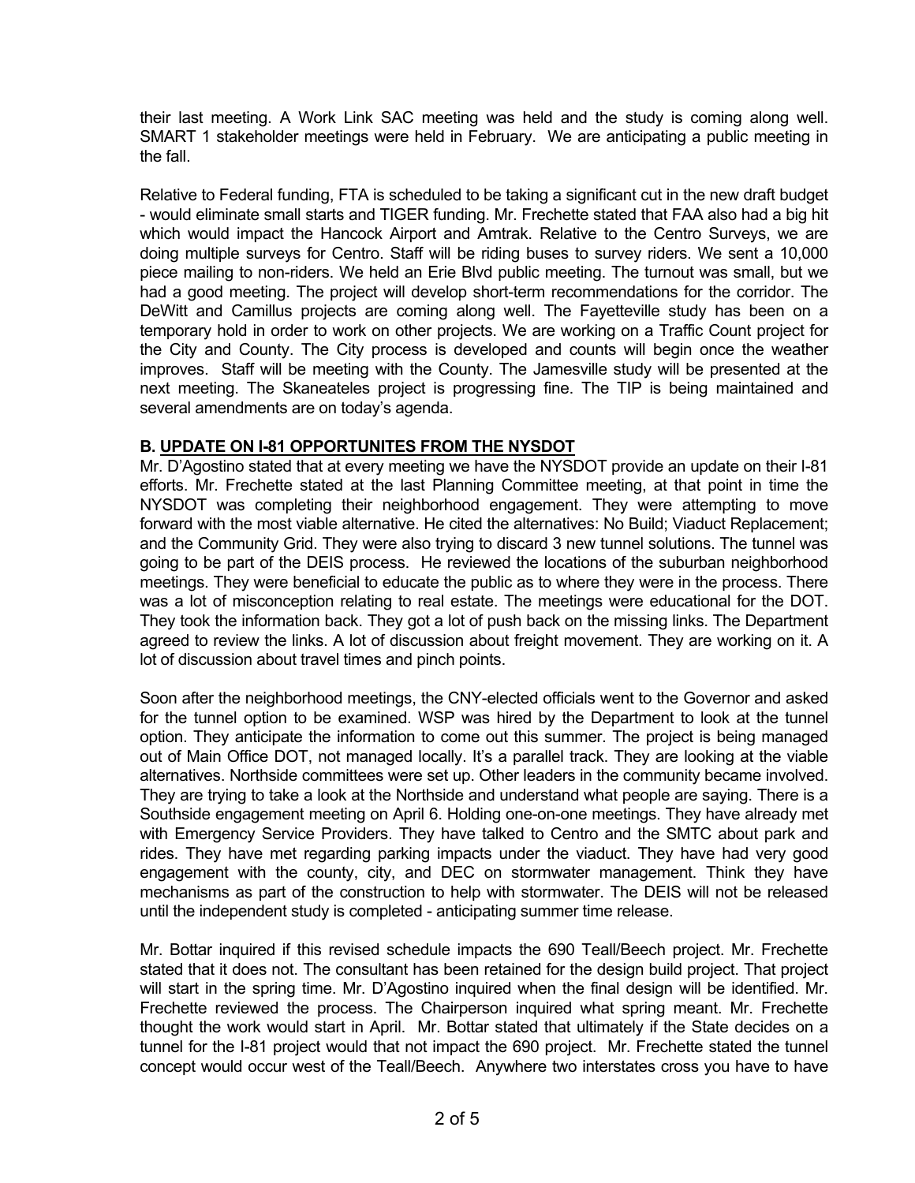their last meeting. A Work Link SAC meeting was held and the study is coming along well. SMART 1 stakeholder meetings were held in February. We are anticipating a public meeting in the fall.

Relative to Federal funding, FTA is scheduled to be taking a significant cut in the new draft budget - would eliminate small starts and TIGER funding. Mr. Frechette stated that FAA also had a big hit which would impact the Hancock Airport and Amtrak. Relative to the Centro Surveys, we are doing multiple surveys for Centro. Staff will be riding buses to survey riders. We sent a 10,000 piece mailing to non-riders. We held an Erie Blvd public meeting. The turnout was small, but we had a good meeting. The project will develop short-term recommendations for the corridor. The DeWitt and Camillus projects are coming along well. The Fayetteville study has been on a temporary hold in order to work on other projects. We are working on a Traffic Count project for the City and County. The City process is developed and counts will begin once the weather improves. Staff will be meeting with the County. The Jamesville study will be presented at the next meeting. The Skaneateles project is progressing fine. The TIP is being maintained and several amendments are on today's agenda.

**B. UPDATE ON I-81 OPPORTUNITES FROM THE NYSDOT**

Mr. D'Agostino stated that at every meeting we have the NYSDOT provide an update on their I-81 efforts. Mr. Frechette stated at the last Planning Committee meeting, at that point in time the NYSDOT was completing their neighborhood engagement. They were attempting to move forward with the most viable alternative. He cited the alternatives: No Build; Viaduct Replacement; and the Community Grid. They were also trying to discard 3 new tunnel solutions. The tunnel was going to be part of the DEIS process. He reviewed the locations of the suburban neighborhood meetings. They were beneficial to educate the public as to where they were in the process. There was a lot of misconception relating to real estate. The meetings were educational for the DOT. They took the information back. They got a lot of push back on the missing links. The Department agreed to review the links. A lot of discussion about freight movement. They are working on it. A lot of discussion about travel times and pinch points.

Soon after the neighborhood meetings, the CNY-elected officials went to the Governor and asked for the tunnel option to be examined. WSP was hired by the Department to look at the tunnel option. They anticipate the information to come out this summer. The project is being managed out of Main Office DOT, not managed locally. It's a parallel track. They are looking at the viable alternatives. Northside committees were set up. Other leaders in the community became involved. They are trying to take a look at the Northside and understand what people are saying. There is a Southside engagement meeting on April 6. Holding one-on-one meetings. They have already met with Emergency Service Providers. They have talked to Centro and the SMTC about park and rides. They have met regarding parking impacts under the viaduct. They have had very good engagement with the county, city, and DEC on stormwater management. Think they have mechanisms as part of the construction to help with stormwater. The DEIS will not be released until the independent study is completed - anticipating summer time release.

Mr. Bottar inquired if this revised schedule impacts the 690 Teall/Beech project. Mr. Frechette stated that it does not. The consultant has been retained for the design build project. That project will start in the spring time. Mr. D'Agostino inquired when the final design will be identified. Mr. Frechette reviewed the process. The Chairperson inquired what spring meant. Mr. Frechette thought the work would start in April. Mr. Bottar stated that ultimately if the State decides on a tunnel for the I-81 project would that not impact the 690 project. Mr. Frechette stated the tunnel concept would occur west of the Teall/Beech. Anywhere two interstates cross you have to have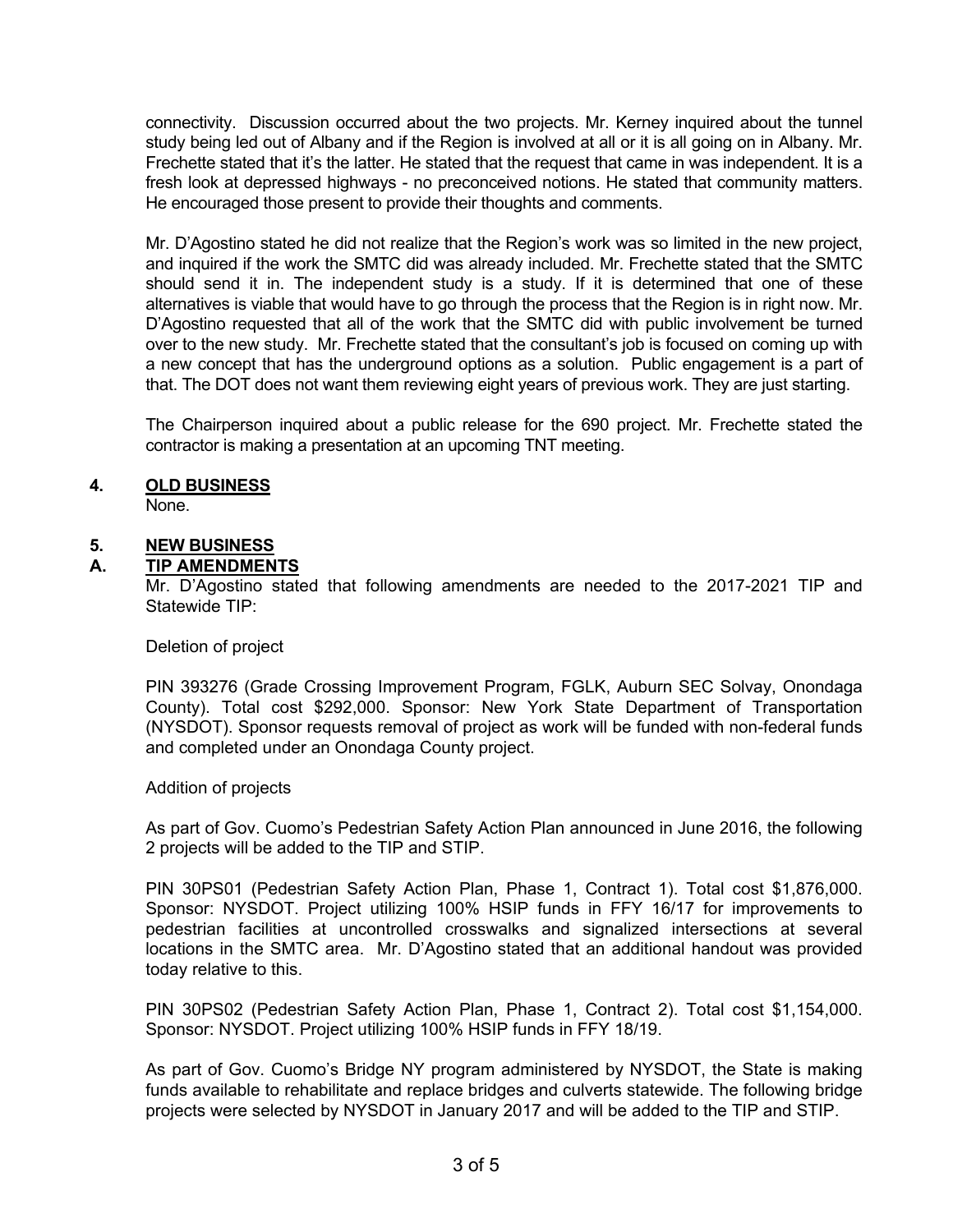connectivity. Discussion occurred about the two projects. Mr. Kerney inquired about the tunnel study being led out of Albany and if the Region is involved at all or it is all going on in Albany. Mr. Frechette stated that it's the latter. He stated that the request that came in was independent. It is a fresh look at depressed highways - no preconceived notions. He stated that community matters. He encouraged those present to provide their thoughts and comments.

Mr. D'Agostino stated he did not realize that the Region's work was so limited in the new project, and inquired if the work the SMTC did was already included. Mr. Frechette stated that the SMTC should send it in. The independent study is a study. If it is determined that one of these alternatives is viable that would have to go through the process that the Region is in right now. Mr. D'Agostino requested that all of the work that the SMTC did with public involvement be turned over to the new study. Mr. Frechette stated that the consultant's job is focused on coming up with a new concept that has the underground options as a solution. Public engagement is a part of that. The DOT does not want them reviewing eight years of previous work. They are just starting.

The Chairperson inquired about a public release for the 690 project. Mr. Frechette stated the contractor is making a presentation at an upcoming TNT meeting.

## 4. OLD BUSINESS

None.

## 5. NEW BUSINESS

### A. TIP AMENDMENTS

Mr. D'Agostino stated that following amendments are needed to the 2017-2021 TIP and Statewide TIP:

Deletion of project

PIN 393276 (Grade Crossing Improvement Program, FGLK, Auburn SEC Solvay, Onondaga County). Total cost $292,000. Sponsor: New York State Department of Transportation (NYSDOT). Sponsor requests removal of project as work will be funded with non-federal funds and completed under an Onondaga County project.

Addition of projects

As part of Gov. Cuomo's Pedestrian Safety Action Plan announced in June 2016, the following 2 projects will be added to the TIP and STIP.

PIN 30PS01 (Pedestrian Safety Action Plan, Phase 1, Contract 1). Total cost $1,876,000. Sponsor: NYSDOT. Project utilizing 100% HSIP funds in FFY 16/17 for improvements to pedestrian facilities at uncontrolled crosswalks and signalized intersections at several locations in the SMTC area. Mr. D'Agostino stated that an additional handout was provided today relative to this.

PIN 30PS02 (Pedestrian Safety Action Plan, Phase 1, Contract 2). Total cost $1,154,000. Sponsor: NYSDOT. Project utilizing 100% HSIP funds in FFY 18/19.

As part of Gov. Cuomo's Bridge NY program administered by NYSDOT, the State is making funds available to rehabilitate and replace bridges and culverts statewide. The following bridge projects were selected by NYSDOT in January 2017 and will be added to the TIP and STIP.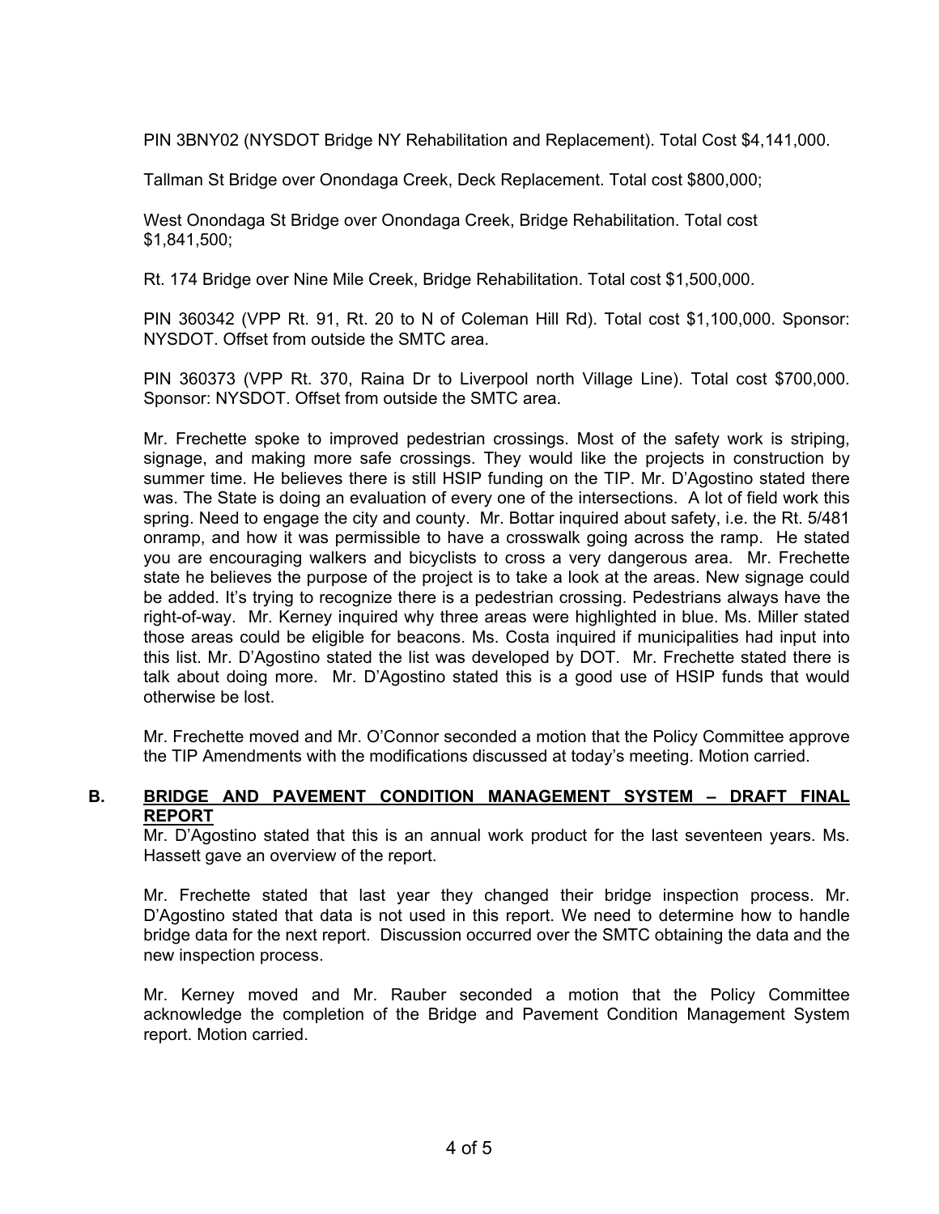PIN 3BNY02 (NYSDOT Bridge NY Rehabilitation and Replacement). Total Cost $4,141,000.

Tallman St Bridge over Onondaga Creek, Deck Replacement. Total cost $800,000;

West Onondaga St Bridge over Onondaga Creek, Bridge Rehabilitation. Total cost $1,841,500;

Rt. 174 Bridge over Nine Mile Creek, Bridge Rehabilitation. Total cost $1,500,000.

PIN 360342 (VPP Rt. 91, Rt. 20 to N of Coleman Hill Rd). Total cost $1,100,000. Sponsor: NYSDOT. Offset from outside the SMTC area.

PIN 360373 (VPP Rt. 370, Raina Dr to Liverpool north Village Line). Total cost $700,000. Sponsor: NYSDOT. Offset from outside the SMTC area.

Mr. Frechette spoke to improved pedestrian crossings. Most of the safety work is striping, signage, and making more safe crossings. They would like the projects in construction by summer time. He believes there is still HSIP funding on the TIP. Mr. D'Agostino stated there was. The State is doing an evaluation of every one of the intersections. A lot of field work this spring. Need to engage the city and county. Mr. Bottar inquired about safety, i.e. the Rt. 5/481 onramp, and how it was permissible to have a crosswalk going across the ramp. He stated you are encouraging walkers and bicyclists to cross a very dangerous area. Mr. Frechette state he believes the purpose of the project is to take a look at the areas. New signage could be added. It's trying to recognize there is a pedestrian crossing. Pedestrians always have the right-of-way. Mr. Kerney inquired why three areas were highlighted in blue. Ms. Miller stated those areas could be eligible for beacons. Ms. Costa inquired if municipalities had input into this list. Mr. D'Agostino stated the list was developed by DOT. Mr. Frechette stated there is talk about doing more. Mr. D'Agostino stated this is a good use of HSIP funds that would otherwise be lost.

Mr. Frechette moved and Mr. O'Connor seconded a motion that the Policy Committee approve the TIP Amendments with the modifications discussed at today's meeting. Motion carried.

**B. BRIDGE AND PAVEMENT CONDITION MANAGEMENT SYSTEM – DRAFT FINAL REPORT**

Mr. D'Agostino stated that this is an annual work product for the last seventeen years. Ms. Hassett gave an overview of the report.

Mr. Frechette stated that last year they changed their bridge inspection process. Mr. D'Agostino stated that data is not used in this report. We need to determine how to handle bridge data for the next report. Discussion occurred over the SMTC obtaining the data and the new inspection process.

Mr. Kerney moved and Mr. Rauber seconded a motion that the Policy Committee acknowledge the completion of the Bridge and Pavement Condition Management System report. Motion carried.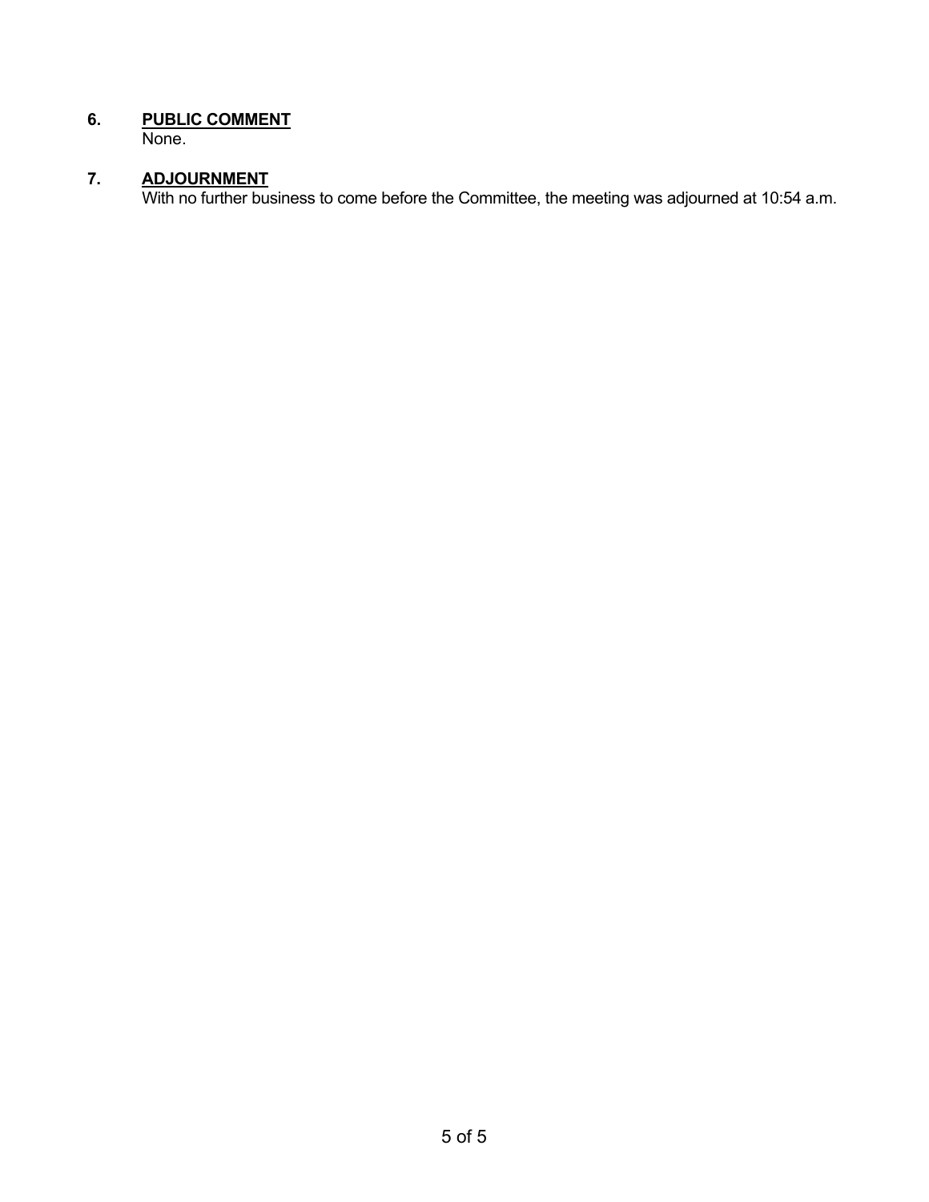**6. PUBLIC COMMENT**

None.

**7. ADJOURNMENT**

With no further business to come before the Committee, the meeting was adjourned at 10:54 a.m.